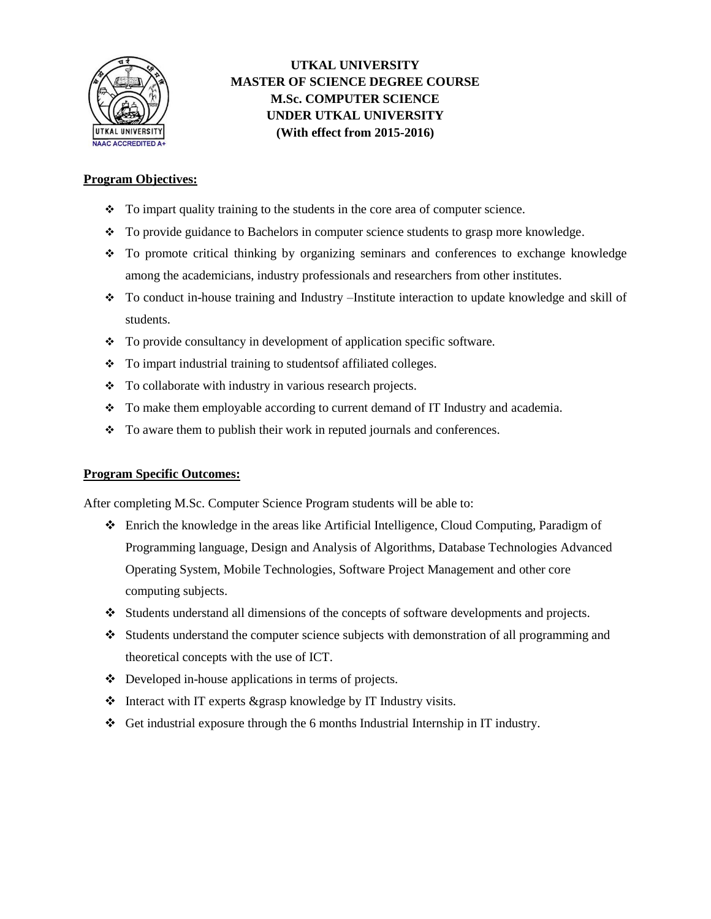**UTKAL UNIVERSITY**
**MASTER OF SCIENCE DEGREE COURSE**
**M.Sc. COMPUTER SCIENCE**
**UNDER UTKAL UNIVERSITY**
**(With effect from 2015-2016)**

## Program Objectives:

- To impart quality training to the students in the core area of computer science.
- To provide guidance to Bachelors in computer science students to grasp more knowledge.
- To promote critical thinking by organizing seminars and conferences to exchange knowledge among the academicians, industry professionals and researchers from other institutes.
- To conduct in-house training and Industry –Institute interaction to update knowledge and skill of students.
- To provide consultancy in development of application specific software.
- To impart industrial training to studentsof affiliated colleges.
- To collaborate with industry in various research projects.
- To make them employable according to current demand of IT Industry and academia.
- To aware them to publish their work in reputed journals and conferences.

## Program Specific Outcomes:

After completing M.Sc. Computer Science Program students will be able to:

- Enrich the knowledge in the areas like Artificial Intelligence, Cloud Computing, Paradigm of Programming language, Design and Analysis of Algorithms, Database Technologies Advanced Operating System, Mobile Technologies, Software Project Management and other core computing subjects.
- Students understand all dimensions of the concepts of software developments and projects.
- Students understand the computer science subjects with demonstration of all programming and theoretical concepts with the use of ICT.
- Developed in-house applications in terms of projects.
- Interact with IT experts &grasp knowledge by IT Industry visits.
- Get industrial exposure through the 6 months Industrial Internship in IT industry.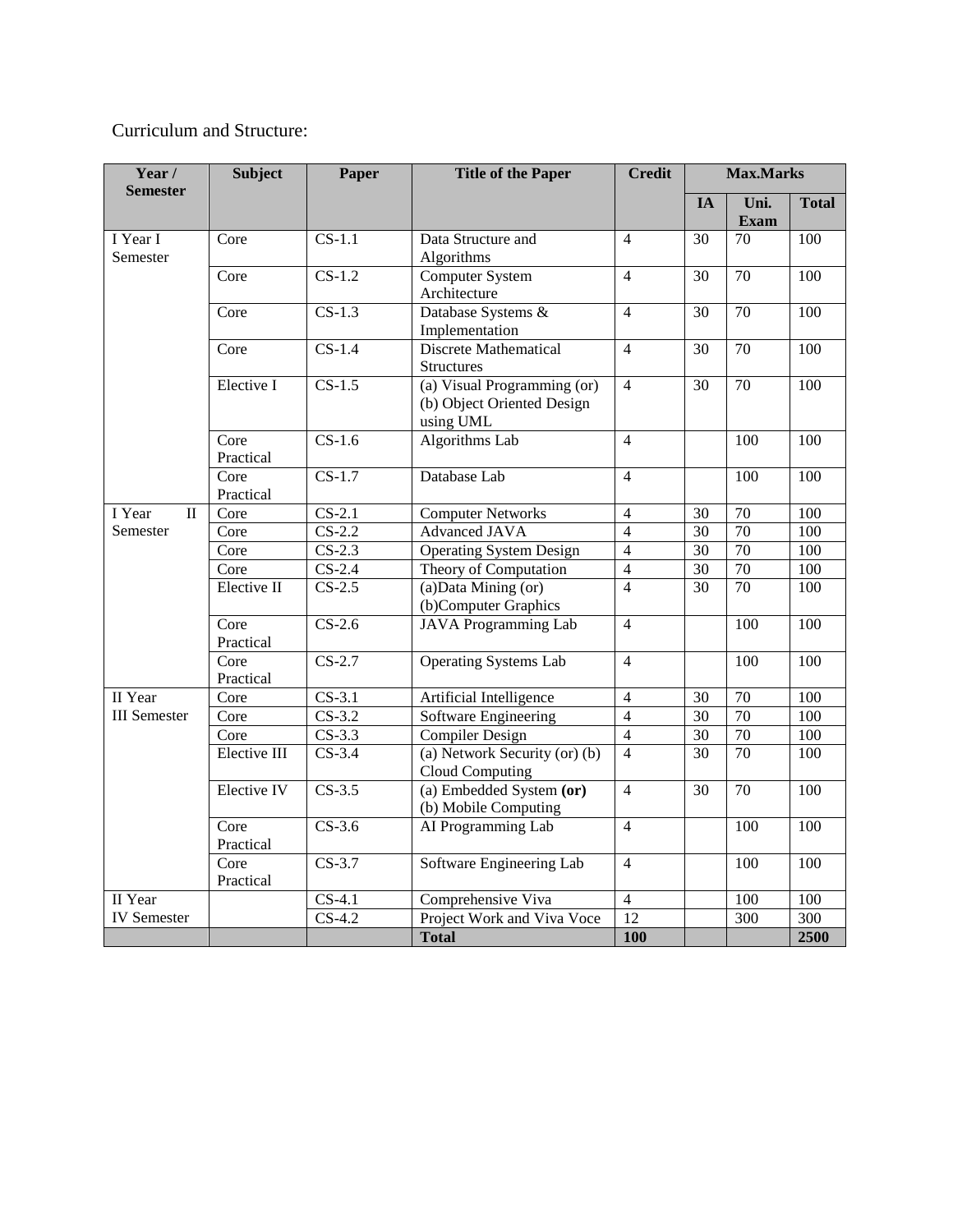Curriculum and Structure:

| Year / Semester | Subject | Paper | Title of the Paper | Credit | Max.Marks | | |
|---|---|---|---|---|---|---|---|
| | | | | | IA | Uni. Exam | Total |
| I Year I Semester | Core | CS-1.1 | Data Structure and Algorithms | 4 | 30 | 70 | 100 |
| | Core | CS-1.2 | Computer System Architecture | 4 | 30 | 70 | 100 |
| | Core | CS-1.3 | Database Systems & Implementation | 4 | 30 | 70 | 100 |
| | Core | CS-1.4 | Discrete Mathematical Structures | 4 | 30 | 70 | 100 |
| | Elective I | CS-1.5 | (a) Visual Programming (or) (b) Object Oriented Design using UML | 4 | 30 | 70 | 100 |
| | Core Practical | CS-1.6 | Algorithms Lab | 4 | | 100 | 100 |
| | Core Practical | CS-1.7 | Database Lab | 4 | | 100 | 100 |
| I Year II Semester | Core | CS-2.1 | Computer Networks | 4 | 30 | 70 | 100 |
| | Core | CS-2.2 | Advanced JAVA | 4 | 30 | 70 | 100 |
| | Core | CS-2.3 | Operating System Design | 4 | 30 | 70 | 100 |
| | Core | CS-2.4 | Theory of Computation | 4 | 30 | 70 | 100 |
| | Elective II | CS-2.5 | (a)Data Mining (or) (b)Computer Graphics | 4 | 30 | 70 | 100 |
| | Core Practical | CS-2.6 | JAVA Programming Lab | 4 | | 100 | 100 |
| | Core Practical | CS-2.7 | Operating Systems Lab | 4 | | 100 | 100 |
| II Year III Semester | Core | CS-3.1 | Artificial Intelligence | 4 | 30 | 70 | 100 |
| | Core | CS-3.2 | Software Engineering | 4 | 30 | 70 | 100 |
| | Core | CS-3.3 | Compiler Design | 4 | 30 | 70 | 100 |
| | Elective III | CS-3.4 | (a) Network Security (or) (b) Cloud Computing | 4 | 30 | 70 | 100 |
| | Elective IV | CS-3.5 | (a) Embedded System **(or)** (b) Mobile Computing | 4 | 30 | 70 | 100 |
| | Core Practical | CS-3.6 | AI Programming Lab | 4 | | 100 | 100 |
| | Core Practical | CS-3.7 | Software Engineering Lab | 4 | | 100 | 100 |
| II Year IV Semester | | CS-4.1 | Comprehensive Viva | 4 | | 100 | 100 |
| | | CS-4.2 | Project Work and Viva Voce | 12 | | 300 | 300 |
| | | | **Total** | **100** | | | **2500** |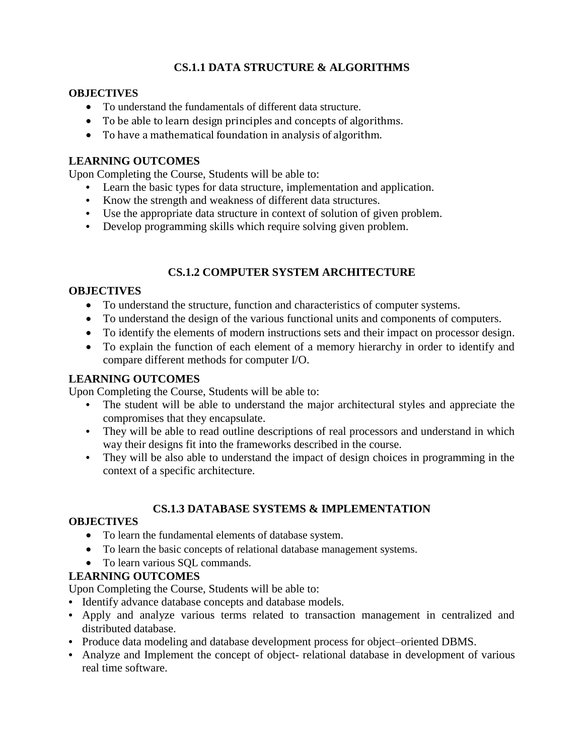## CS.1.1 DATA STRUCTURE & ALGORITHMS

**OBJECTIVES**

- To understand the fundamentals of different data structure.
- To be able to learn design principles and concepts of algorithms.
- To have a mathematical foundation in analysis of algorithm.

**LEARNING OUTCOMES**

Upon Completing the Course, Students will be able to:

- Learn the basic types for data structure, implementation and application.
- Know the strength and weakness of different data structures.
- Use the appropriate data structure in context of solution of given problem.
- Develop programming skills which require solving given problem.

## CS.1.2 COMPUTER SYSTEM ARCHITECTURE

**OBJECTIVES**

- To understand the structure, function and characteristics of computer systems.
- To understand the design of the various functional units and components of computers.
- To identify the elements of modern instructions sets and their impact on processor design.
- To explain the function of each element of a memory hierarchy in order to identify and compare different methods for computer I/O.

**LEARNING OUTCOMES**

Upon Completing the Course, Students will be able to:

- The student will be able to understand the major architectural styles and appreciate the compromises that they encapsulate.
- They will be able to read outline descriptions of real processors and understand in which way their designs fit into the frameworks described in the course.
- They will be also able to understand the impact of design choices in programming in the context of a specific architecture.

## CS.1.3 DATABASE SYSTEMS & IMPLEMENTATION

**OBJECTIVES**

- To learn the fundamental elements of database system.
- To learn the basic concepts of relational database management systems.
- To learn various SQL commands.

**LEARNING OUTCOMES**

Upon Completing the Course, Students will be able to:

- Identify advance database concepts and database models.
- Apply and analyze various terms related to transaction management in centralized and distributed database.
- Produce data modeling and database development process for object–oriented DBMS.
- Analyze and Implement the concept of object- relational database in development of various real time software.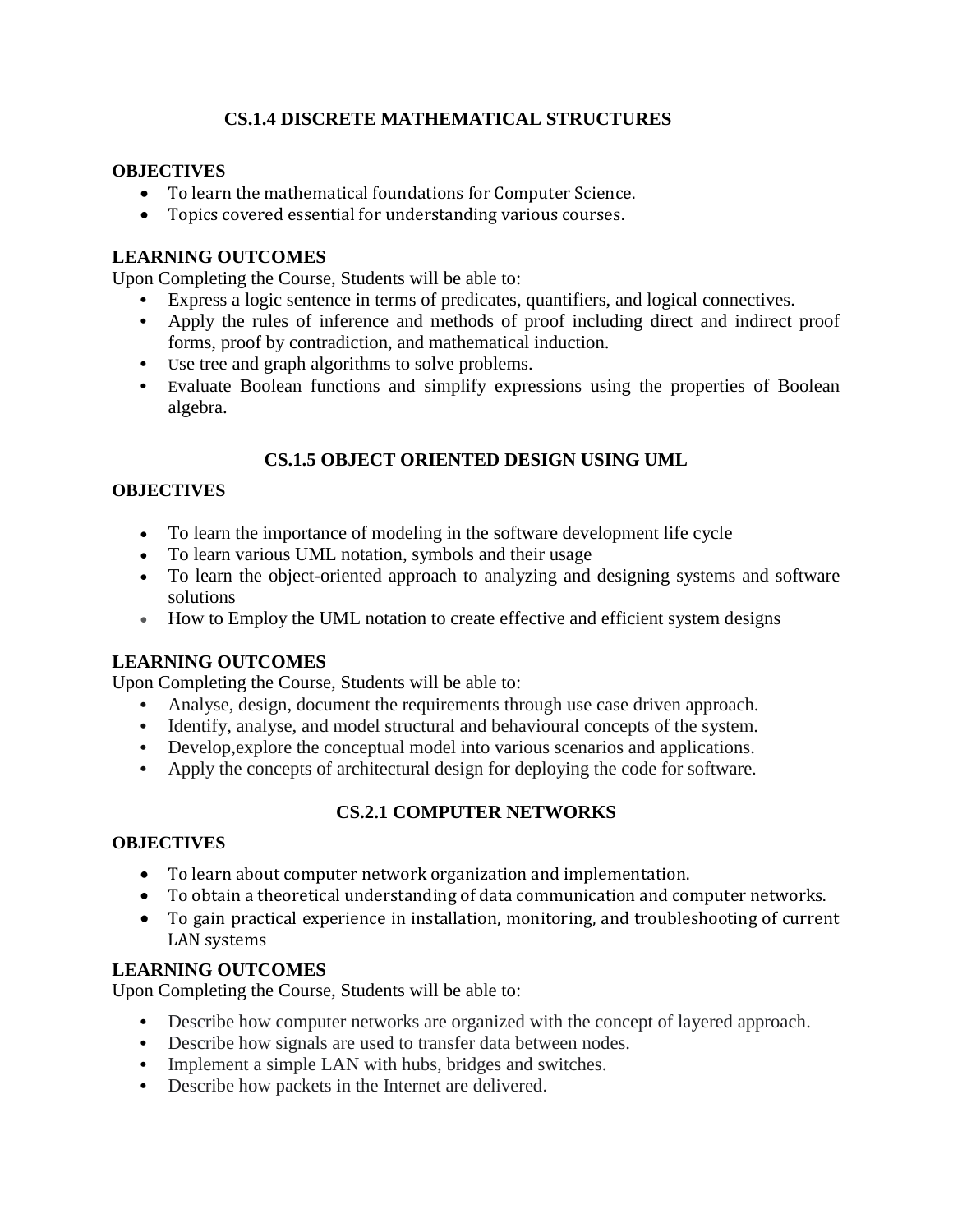## CS.1.4 DISCRETE MATHEMATICAL STRUCTURES

**OBJECTIVES**

- To learn the mathematical foundations for Computer Science.
- Topics covered essential for understanding various courses.

**LEARNING OUTCOMES**

Upon Completing the Course, Students will be able to:

- Express a logic sentence in terms of predicates, quantifiers, and logical connectives.
- Apply the rules of inference and methods of proof including direct and indirect proof forms, proof by contradiction, and mathematical induction.
- Use tree and graph algorithms to solve problems.
- Evaluate Boolean functions and simplify expressions using the properties of Boolean algebra.

## CS.1.5 OBJECT ORIENTED DESIGN USING UML

**OBJECTIVES**

- To learn the importance of modeling in the software development life cycle
- To learn various UML notation, symbols and their usage
- To learn the object-oriented approach to analyzing and designing systems and software solutions
- How to Employ the UML notation to create effective and efficient system designs

**LEARNING OUTCOMES**

Upon Completing the Course, Students will be able to:

- Analyse, design, document the requirements through use case driven approach.
- Identify, analyse, and model structural and behavioural concepts of the system.
- Develop,explore the conceptual model into various scenarios and applications.
- Apply the concepts of architectural design for deploying the code for software.

## CS.2.1 COMPUTER NETWORKS

**OBJECTIVES**

- To learn about computer network organization and implementation.
- To obtain a theoretical understanding of data communication and computer networks.
- To gain practical experience in installation, monitoring, and troubleshooting of current LAN systems

**LEARNING OUTCOMES**

Upon Completing the Course, Students will be able to:

- Describe how computer networks are organized with the concept of layered approach.
- Describe how signals are used to transfer data between nodes.
- Implement a simple LAN with hubs, bridges and switches.
- Describe how packets in the Internet are delivered.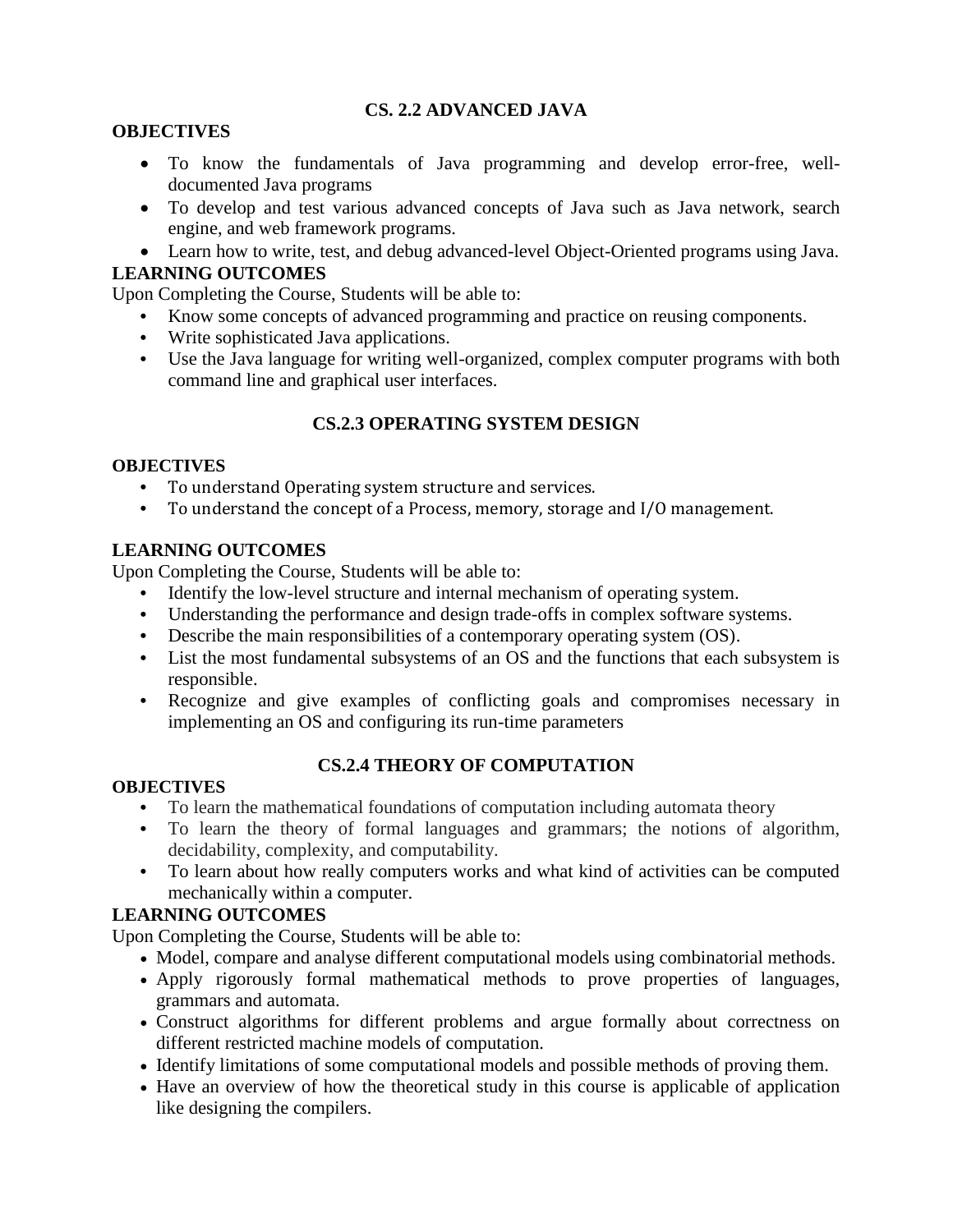## CS. 2.2 ADVANCED JAVA

**OBJECTIVES**

- To know the fundamentals of Java programming and develop error-free, well-documented Java programs
- To develop and test various advanced concepts of Java such as Java network, search engine, and web framework programs.
- Learn how to write, test, and debug advanced-level Object-Oriented programs using Java.

**LEARNING OUTCOMES**

Upon Completing the Course, Students will be able to:

- Know some concepts of advanced programming and practice on reusing components.
- Write sophisticated Java applications.
- Use the Java language for writing well-organized, complex computer programs with both command line and graphical user interfaces.

## CS.2.3 OPERATING SYSTEM DESIGN

**OBJECTIVES**

- To understand Operating system structure and services.
- To understand the concept of a Process, memory, storage and I/O management.

**LEARNING OUTCOMES**

Upon Completing the Course, Students will be able to:

- Identify the low-level structure and internal mechanism of operating system.
- Understanding the performance and design trade-offs in complex software systems.
- Describe the main responsibilities of a contemporary operating system (OS).
- List the most fundamental subsystems of an OS and the functions that each subsystem is responsible.
- Recognize and give examples of conflicting goals and compromises necessary in implementing an OS and configuring its run-time parameters

## CS.2.4 THEORY OF COMPUTATION

**OBJECTIVES**

- To learn the mathematical foundations of computation including automata theory
- To learn the theory of formal languages and grammars; the notions of algorithm, decidability, complexity, and computability.
- To learn about how really computers works and what kind of activities can be computed mechanically within a computer.

**LEARNING OUTCOMES**

Upon Completing the Course, Students will be able to:

- Model, compare and analyse different computational models using combinatorial methods.
- Apply rigorously formal mathematical methods to prove properties of languages, grammars and automata.
- Construct algorithms for different problems and argue formally about correctness on different restricted machine models of computation.
- Identify limitations of some computational models and possible methods of proving them.
- Have an overview of how the theoretical study in this course is applicable of application like designing the compilers.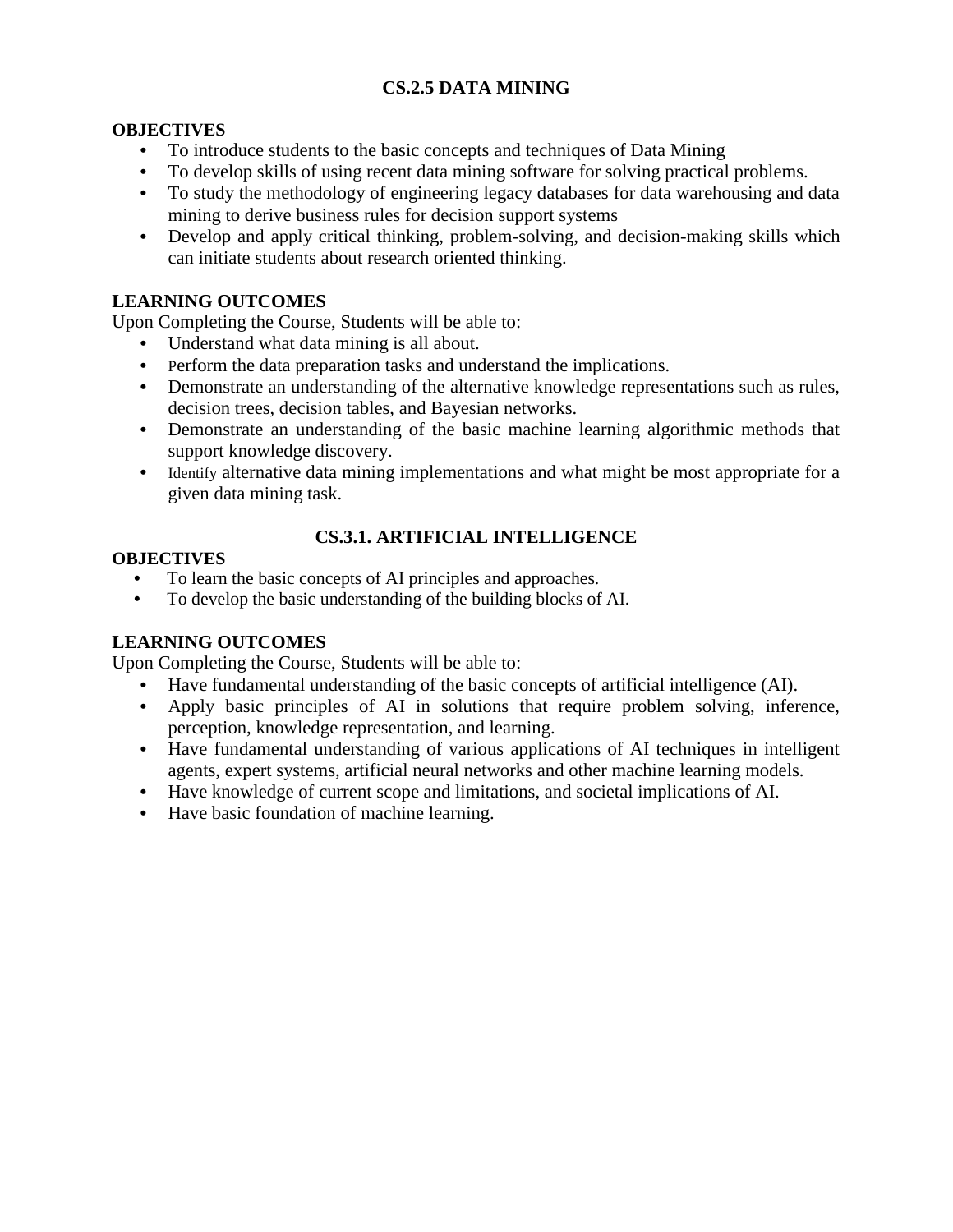## CS.2.5 DATA MINING

**OBJECTIVES**

- To introduce students to the basic concepts and techniques of Data Mining
- To develop skills of using recent data mining software for solving practical problems.
- To study the methodology of engineering legacy databases for data warehousing and data mining to derive business rules for decision support systems
- Develop and apply critical thinking, problem-solving, and decision-making skills which can initiate students about research oriented thinking.

**LEARNING OUTCOMES**

Upon Completing the Course, Students will be able to:

- Understand what data mining is all about.
- Perform the data preparation tasks and understand the implications.
- Demonstrate an understanding of the alternative knowledge representations such as rules, decision trees, decision tables, and Bayesian networks.
- Demonstrate an understanding of the basic machine learning algorithmic methods that support knowledge discovery.
- Identify alternative data mining implementations and what might be most appropriate for a given data mining task.

## CS.3.1. ARTIFICIAL INTELLIGENCE

**OBJECTIVES**

- To learn the basic concepts of AI principles and approaches.
- To develop the basic understanding of the building blocks of AI.

**LEARNING OUTCOMES**

Upon Completing the Course, Students will be able to:

- Have fundamental understanding of the basic concepts of artificial intelligence (AI).
- Apply basic principles of AI in solutions that require problem solving, inference, perception, knowledge representation, and learning.
- Have fundamental understanding of various applications of AI techniques in intelligent agents, expert systems, artificial neural networks and other machine learning models.
- Have knowledge of current scope and limitations, and societal implications of AI.
- Have basic foundation of machine learning.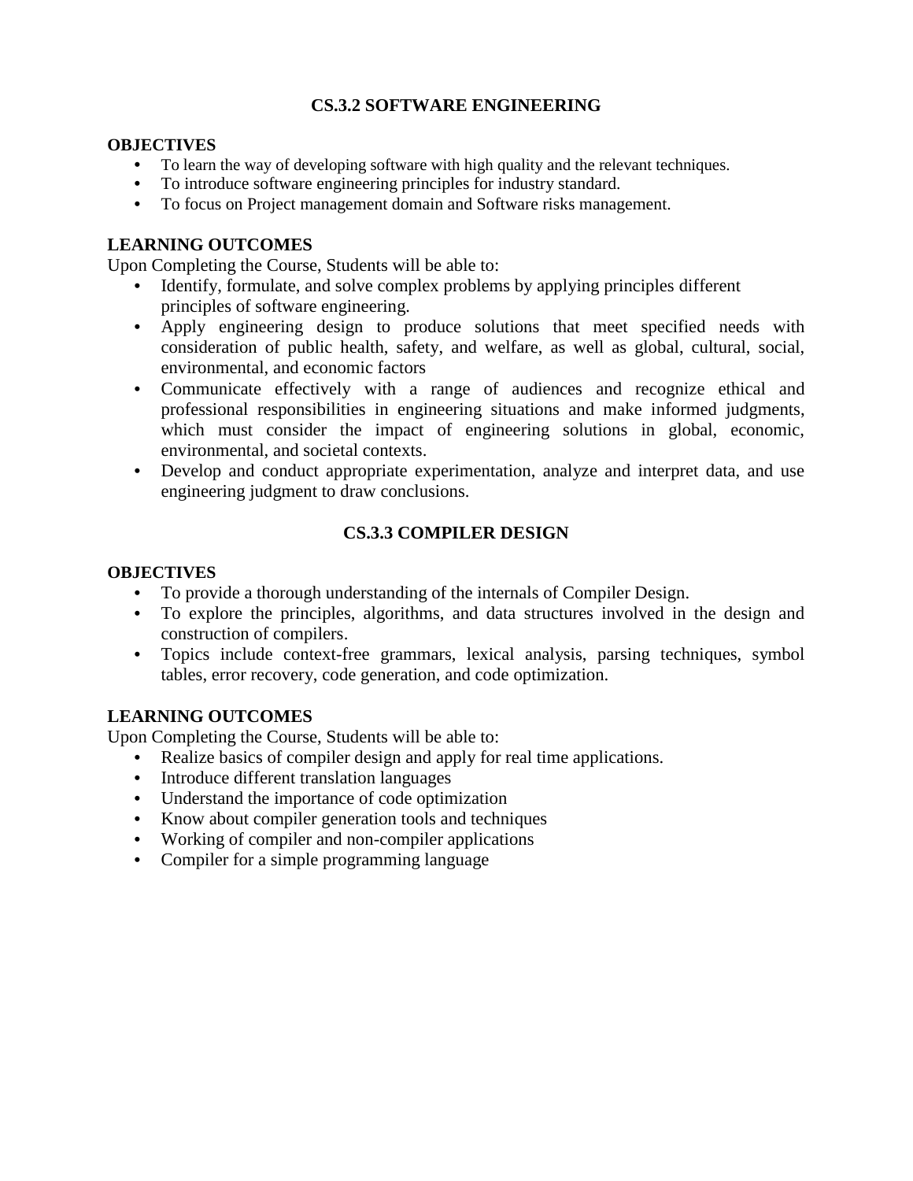## CS.3.2 SOFTWARE ENGINEERING

**OBJECTIVES**

- To learn the way of developing software with high quality and the relevant techniques.
- To introduce software engineering principles for industry standard.
- To focus on Project management domain and Software risks management.

**LEARNING OUTCOMES**

Upon Completing the Course, Students will be able to:

- Identify, formulate, and solve complex problems by applying principles different principles of software engineering.
- Apply engineering design to produce solutions that meet specified needs with consideration of public health, safety, and welfare, as well as global, cultural, social, environmental, and economic factors
- Communicate effectively with a range of audiences and recognize ethical and professional responsibilities in engineering situations and make informed judgments, which must consider the impact of engineering solutions in global, economic, environmental, and societal contexts.
- Develop and conduct appropriate experimentation, analyze and interpret data, and use engineering judgment to draw conclusions.

## CS.3.3 COMPILER DESIGN

**OBJECTIVES**

- To provide a thorough understanding of the internals of Compiler Design.
- To explore the principles, algorithms, and data structures involved in the design and construction of compilers.
- Topics include context-free grammars, lexical analysis, parsing techniques, symbol tables, error recovery, code generation, and code optimization.

**LEARNING OUTCOMES**

Upon Completing the Course, Students will be able to:

- Realize basics of compiler design and apply for real time applications.
- Introduce different translation languages
- Understand the importance of code optimization
- Know about compiler generation tools and techniques
- Working of compiler and non-compiler applications
- Compiler for a simple programming language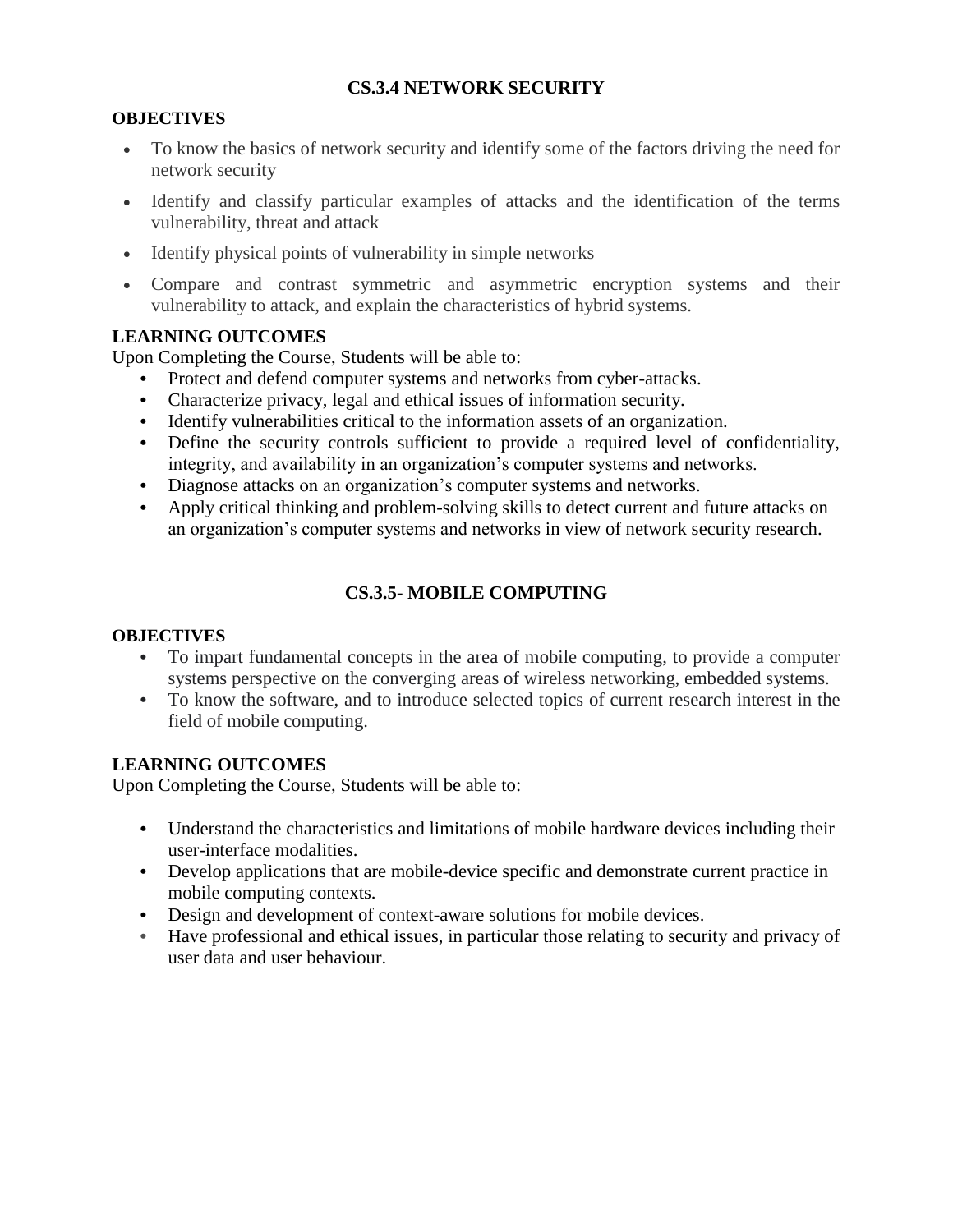## CS.3.4 NETWORK SECURITY

**OBJECTIVES**

- To know the basics of network security and identify some of the factors driving the need for network security
- Identify and classify particular examples of attacks and the identification of the terms vulnerability, threat and attack
- Identify physical points of vulnerability in simple networks
- Compare and contrast symmetric and asymmetric encryption systems and their vulnerability to attack, and explain the characteristics of hybrid systems.

**LEARNING OUTCOMES**

Upon Completing the Course, Students will be able to:

- Protect and defend computer systems and networks from cyber-attacks.
- Characterize privacy, legal and ethical issues of information security.
- Identify vulnerabilities critical to the information assets of an organization.
- Define the security controls sufficient to provide a required level of confidentiality, integrity, and availability in an organization's computer systems and networks.
- Diagnose attacks on an organization's computer systems and networks.
- Apply critical thinking and problem-solving skills to detect current and future attacks on an organization's computer systems and networks in view of network security research.

## CS.3.5- MOBILE COMPUTING

**OBJECTIVES**

- To impart fundamental concepts in the area of mobile computing, to provide a computer systems perspective on the converging areas of wireless networking, embedded systems.
- To know the software, and to introduce selected topics of current research interest in the field of mobile computing.

**LEARNING OUTCOMES**

Upon Completing the Course, Students will be able to:

- Understand the characteristics and limitations of mobile hardware devices including their user-interface modalities.
- Develop applications that are mobile-device specific and demonstrate current practice in mobile computing contexts.
- Design and development of context-aware solutions for mobile devices.
- Have professional and ethical issues, in particular those relating to security and privacy of user data and user behaviour.